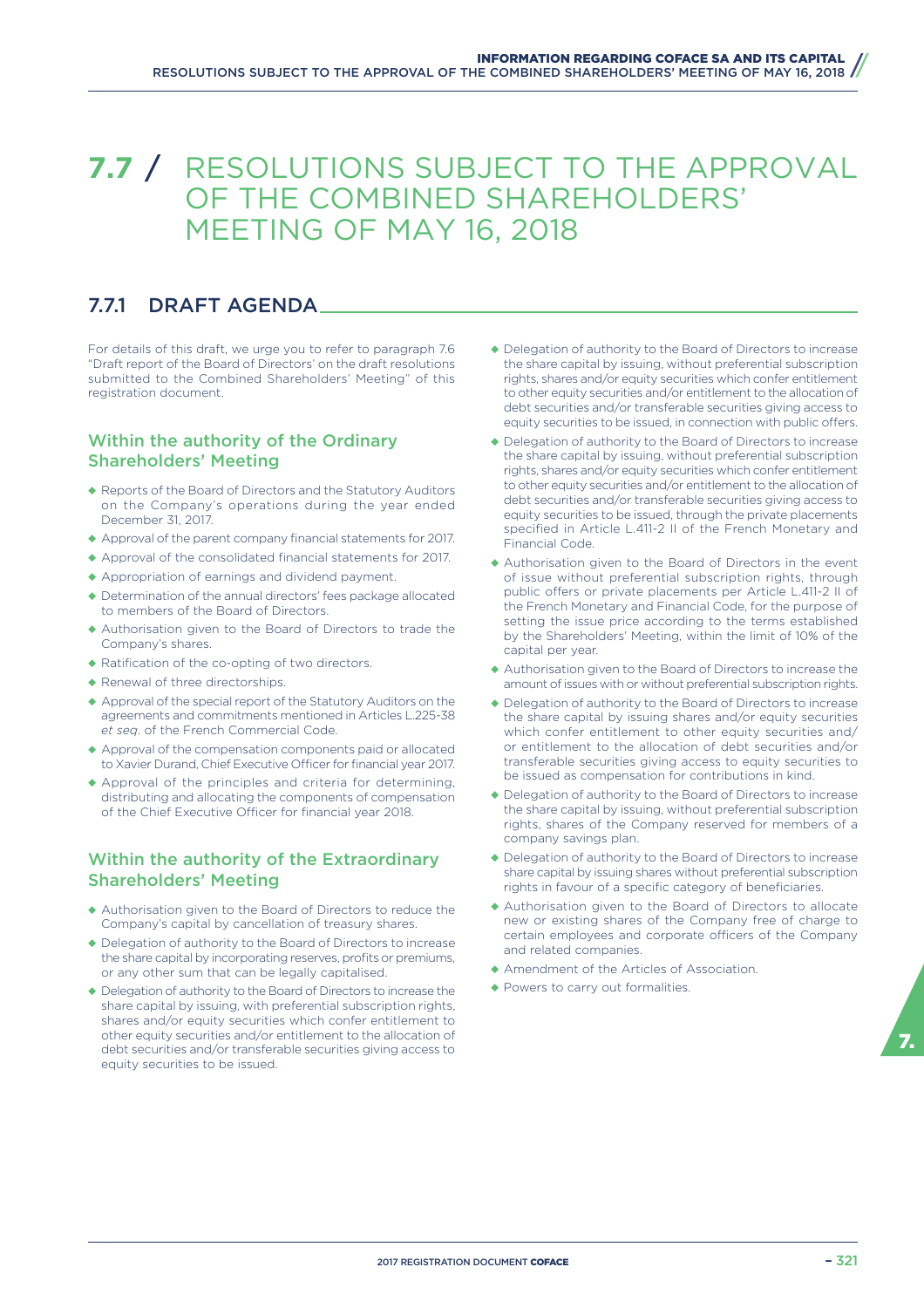# 7.7 / RESOLUTIONS SUBJECT TO THE APPROVAL OF THE COMBINED SHAREHOLDERS' MEETING OF MAY 16, 2018

## 7.7.1 DRAFT AGENDA

For details of this draft, we urge you to refer to paragraph 7.6 "Draft report of the Board of Directors' on the draft resolutions submitted to the Combined Shareholders' Meeting" of this registration document.

### Within the authority of the Ordinary Shareholders' Meeting

- Reports of the Board of Directors and the Statutory Auditors on the Company's operations during the year ended December 31, 2017.
- Approval of the parent company financial statements for 2017.
- Approval of the consolidated financial statements for 2017.
- Appropriation of earnings and dividend payment.
- Determination of the annual directors' fees package allocated to members of the Board of Directors.
- Authorisation given to the Board of Directors to trade the Company's shares.
- Ratification of the co-opting of two directors.
- Renewal of three directorships.
- Approval of the special report of the Statutory Auditors on the agreements and commitments mentioned in Articles L.225-38 *et seq.* of the French Commercial Code.
- Approval of the compensation components paid or allocated to Xavier Durand, Chief Executive Officer for financial year 2017.
- Approval of the principles and criteria for determining, distributing and allocating the components of compensation of the Chief Executive Officer for financial year 2018.

### Within the authority of the Extraordinary Shareholders' Meeting

- Authorisation given to the Board of Directors to reduce the Company's capital by cancellation of treasury shares.
- Delegation of authority to the Board of Directors to increase the share capital by incorporating reserves, profits or premiums, or any other sum that can be legally capitalised.
- Delegation of authority to the Board of Directors to increase the share capital by issuing, with preferential subscription rights, shares and/or equity securities which confer entitlement to other equity securities and/or entitlement to the allocation of debt securities and/or transferable securities giving access to equity securities to be issued.
- Delegation of authority to the Board of Directors to increase the share capital by issuing, without preferential subscription rights, shares and/or equity securities which confer entitlement to other equity securities and/or entitlement to the allocation of debt securities and/or transferable securities giving access to equity securities to be issued, in connection with public offers.
- Delegation of authority to the Board of Directors to increase the share capital by issuing, without preferential subscription rights, shares and/or equity securities which confer entitlement to other equity securities and/or entitlement to the allocation of debt securities and/or transferable securities giving access to equity securities to be issued, through the private placements specified in Article L.411-2 II of the French Monetary and Financial Code.
- Authorisation given to the Board of Directors in the event of issue without preferential subscription rights, through public offers or private placements per Article L.411-2 II of the French Monetary and Financial Code, for the purpose of setting the issue price according to the terms established by the Shareholders' Meeting, within the limit of 10% of the capital per year.
- Authorisation given to the Board of Directors to increase the amount of issues with or without preferential subscription rights.
- Delegation of authority to the Board of Directors to increase the share capital by issuing shares and/or equity securities which confer entitlement to other equity securities and/or entitlement to the allocation of debt securities and/or transferable securities giving access to equity securities to be issued as compensation for contributions in kind.
- Delegation of authority to the Board of Directors to increase the share capital by issuing, without preferential subscription rights, shares of the Company reserved for members of a company savings plan.
- Delegation of authority to the Board of Directors to increase share capital by issuing shares without preferential subscription rights in favour of a specific category of beneficiaries.
- Authorisation given to the Board of Directors to allocate new or existing shares of the Company free of charge to certain employees and corporate officers of the Company and related companies.
- Amendment of the Articles of Association.
- Powers to carry out formalities.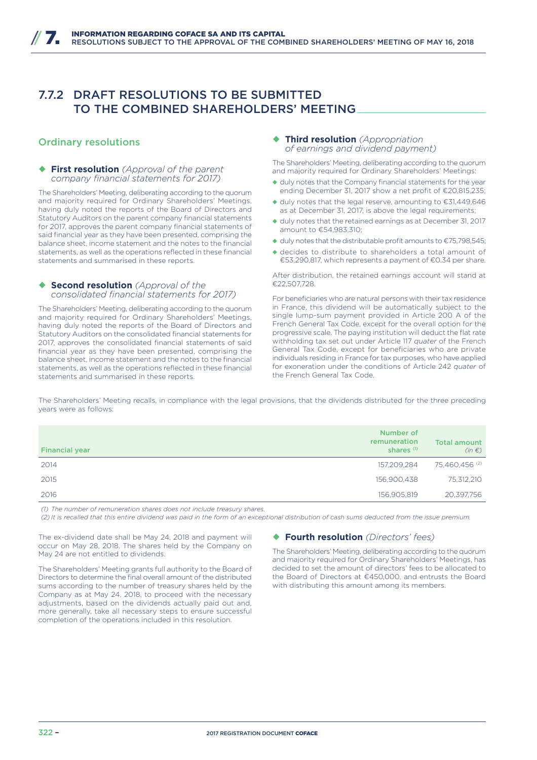## 7.7.2 DRAFT RESOLUTIONS TO BE SUBMITTED TO THE COMBINED SHAREHOLDERS' MEETING

### Ordinary resolutions

#### ◆ First resolution *(Approval of the parent company financial statements for 2017)*

The Shareholders' Meeting, deliberating according to the quorum and majority required for Ordinary Shareholders' Meetings, having duly noted the reports of the Board of Directors and Statutory Auditors on the parent company financial statements for 2017, approves the parent company financial statements of said financial year as they have been presented, comprising the balance sheet, income statement and the notes to the financial statements, as well as the operations reflected in these financial statements and summarised in these reports.

#### ◆ Second resolution *(Approval of the consolidated financial statements for 2017)*

The Shareholders' Meeting, deliberating according to the quorum and majority required for Ordinary Shareholders' Meetings, having duly noted the reports of the Board of Directors and Statutory Auditors on the consolidated financial statements for 2017, approves the consolidated financial statements of said financial year as they have been presented, comprising the balance sheet, income statement and the notes to the financial statements, as well as the operations reflected in these financial statements and summarised in these reports.

#### ◆ Third resolution *(Appropriation of earnings and dividend payment)*

The Shareholders' Meeting, deliberating according to the quorum and majority required for Ordinary Shareholders' Meetings:

- duly notes that the Company financial statements for the year ending December 31, 2017 show a net profit of €20,815,235;
- duly notes that the legal reserve, amounting to €31,449,646 as at December 31, 2017, is above the legal requirements;
- duly notes that the retained earnings as at December 31, 2017 amount to €54,983,310;
- duly notes that the distributable profit amounts to €75,798,545;
- decides to distribute to shareholders a total amount of €53,290,817, which represents a payment of €0.34 per share.

After distribution, the retained earnings account will stand at €22,507,728.

For beneficiaries who are natural persons with their tax residence in France, this dividend will be automatically subject to the single lump-sum payment provided in Article 200 A of the French General Tax Code, except for the overall option for the progressive scale. The paying institution will deduct the flat rate withholding tax set out under Article 117 *quater* of the French General Tax Code, except for beneficiaries who are private individuals residing in France for tax purposes, who have applied for exoneration under the conditions of Article 242 *quater* of the French General Tax Code.

The Shareholders' Meeting recalls, in compliance with the legal provisions, that the dividends distributed for the three preceding years were as follows:

| Financial year | Number of remuneration shares [(1)] | Total amount *(in €)* |
|---|---|---|
| 2014 | 157,209,284 | 75,460,456 [(2)] |
| 2015 | 156,900,438 | 75,312,210 |
| 2016 | 156,905,819 | 20,397,756 |

*(1) The number of remuneration shares does not include treasury shares.*

*(2) It is recalled that this entire dividend was paid in the form of an exceptional distribution of cash sums deducted from the issue premium.*

The ex-dividend date shall be May 24, 2018 and payment will occur on May 28, 2018. The shares held by the Company on May 24 are not entitled to dividends.

The Shareholders' Meeting grants full authority to the Board of Directors to determine the final overall amount of the distributed sums according to the number of treasury shares held by the Company as at May 24, 2018, to proceed with the necessary adjustments, based on the dividends actually paid out and, more generally, take all necessary steps to ensure successful completion of the operations included in this resolution.

#### ◆ Fourth resolution *(Directors' fees)*

The Shareholders' Meeting, deliberating according to the quorum and majority required for Ordinary Shareholders' Meetings, has decided to set the amount of directors' fees to be allocated to the Board of Directors at €450,000, and entrusts the Board with distributing this amount among its members.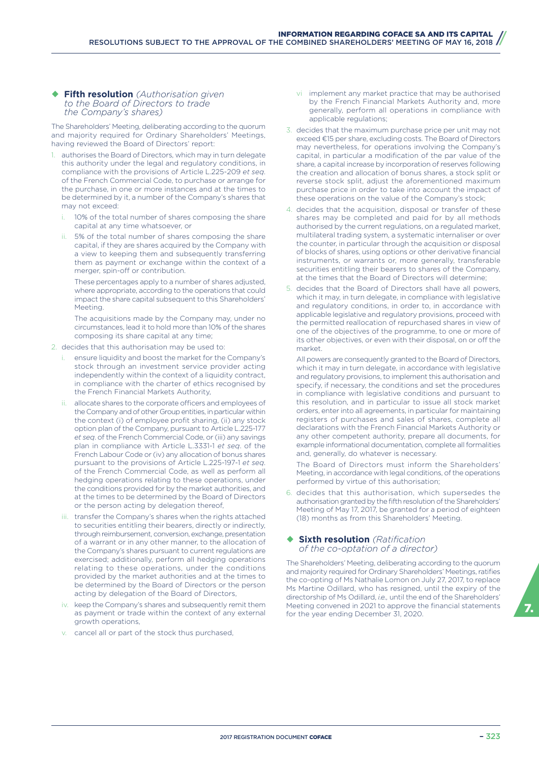### Fifth resolution *(Authorisation given to the Board of Directors to trade the Company's shares)*

The Shareholders' Meeting, deliberating according to the quorum and majority required for Ordinary Shareholders' Meetings, having reviewed the Board of Directors' report:

1. authorises the Board of Directors, which may in turn delegate this authority under the legal and regulatory conditions, in compliance with the provisions of Article L.225-209 *et seq.* of the French Commercial Code, to purchase or arrange for the purchase, in one or more instances and at the times to be determined by it, a number of the Company's shares that may not exceed:
   - i. 10% of the total number of shares composing the share capital at any time whatsoever, or
   - ii. 5% of the total number of shares composing the share capital, if they are shares acquired by the Company with a view to keeping them and subsequently transferring them as payment or exchange within the context of a merger, spin-off or contribution.

   These percentages apply to a number of shares adjusted, where appropriate, according to the operations that could impact the share capital subsequent to this Shareholders' Meeting.

   The acquisitions made by the Company may, under no circumstances, lead it to hold more than 10% of the shares composing its share capital at any time;
2. decides that this authorisation may be used to:
   - i. ensure liquidity and boost the market for the Company's stock through an investment service provider acting independently within the context of a liquidity contract, in compliance with the charter of ethics recognised by the French Financial Markets Authority,
   - ii. allocate shares to the corporate officers and employees of the Company and of other Group entities, in particular within the context (i) of employee profit sharing, (ii) any stock option plan of the Company, pursuant to Article L.225-177 *et seq.* of the French Commercial Code, or (iii) any savings plan in compliance with Article L.3331-1 *et seq.* of the French Labour Code or (iv) any allocation of bonus shares pursuant to the provisions of Article L.225-197-1 *et seq.* of the French Commercial Code, as well as perform all hedging operations relating to these operations, under the conditions provided for by the market authorities, and at the times to be determined by the Board of Directors or the person acting by delegation thereof,
   - iii. transfer the Company's shares when the rights attached to securities entitling their bearers, directly or indirectly, through reimbursement, conversion, exchange, presentation of a warrant or in any other manner, to the allocation of the Company's shares pursuant to current regulations are exercised; additionally, perform all hedging operations relating to these operations, under the conditions provided by the market authorities and at the times to be determined by the Board of Directors or the person acting by delegation of the Board of Directors,
   - iv. keep the Company's shares and subsequently remit them as payment or trade within the context of any external growth operations,
   - v. cancel all or part of the stock thus purchased,
   - vi implement any market practice that may be authorised by the French Financial Markets Authority and, more generally, perform all operations in compliance with applicable regulations;
3. decides that the maximum purchase price per unit may not exceed €15 per share, excluding costs. The Board of Directors may nevertheless, for operations involving the Company's capital, in particular a modification of the par value of the share, a capital increase by incorporation of reserves following the creation and allocation of bonus shares, a stock split or reverse stock split, adjust the aforementioned maximum purchase price in order to take into account the impact of these operations on the value of the Company's stock;
4. decides that the acquisition, disposal or transfer of these shares may be completed and paid for by all methods authorised by the current regulations, on a regulated market, multilateral trading system, a systematic internaliser or over the counter, in particular through the acquisition or disposal of blocks of shares, using options or other derivative financial instruments, or warrants or, more generally, transferable securities entitling their bearers to shares of the Company, at the times that the Board of Directors will determine;
5. decides that the Board of Directors shall have all powers, which it may, in turn delegate, in compliance with legislative and regulatory conditions, in order to, in accordance with applicable legislative and regulatory provisions, proceed with the permitted reallocation of repurchased shares in view of one of the objectives of the programme, to one or more of its other objectives, or even with their disposal, on or off the market.

   All powers are consequently granted to the Board of Directors, which it may in turn delegate, in accordance with legislative and regulatory provisions, to implement this authorisation and specify, if necessary, the conditions and set the procedures in compliance with legislative conditions and pursuant to this resolution, and in particular to issue all stock market orders, enter into all agreements, in particular for maintaining registers of purchases and sales of shares, complete all declarations with the French Financial Markets Authority or any other competent authority, prepare all documents, for example informational documentation, complete all formalities and, generally, do whatever is necessary.

   The Board of Directors must inform the Shareholders' Meeting, in accordance with legal conditions, of the operations performed by virtue of this authorisation;
6. decides that this authorisation, which supersedes the authorisation granted by the fifth resolution of the Shareholders' Meeting of May 17, 2017, be granted for a period of eighteen (18) months as from this Shareholders' Meeting.

### Sixth resolution *(Ratification of the co-optation of a director)*

The Shareholders' Meeting, deliberating according to the quorum and majority required for Ordinary Shareholders' Meetings, ratifies the co-opting of Ms Nathalie Lomon on July 27, 2017, to replace Ms Martine Odillard, who has resigned, until the expiry of the directorship of Ms Odillard, *i.e.,* until the end of the Shareholders' Meeting convened in 2021 to approve the financial statements for the year ending December 31, 2020.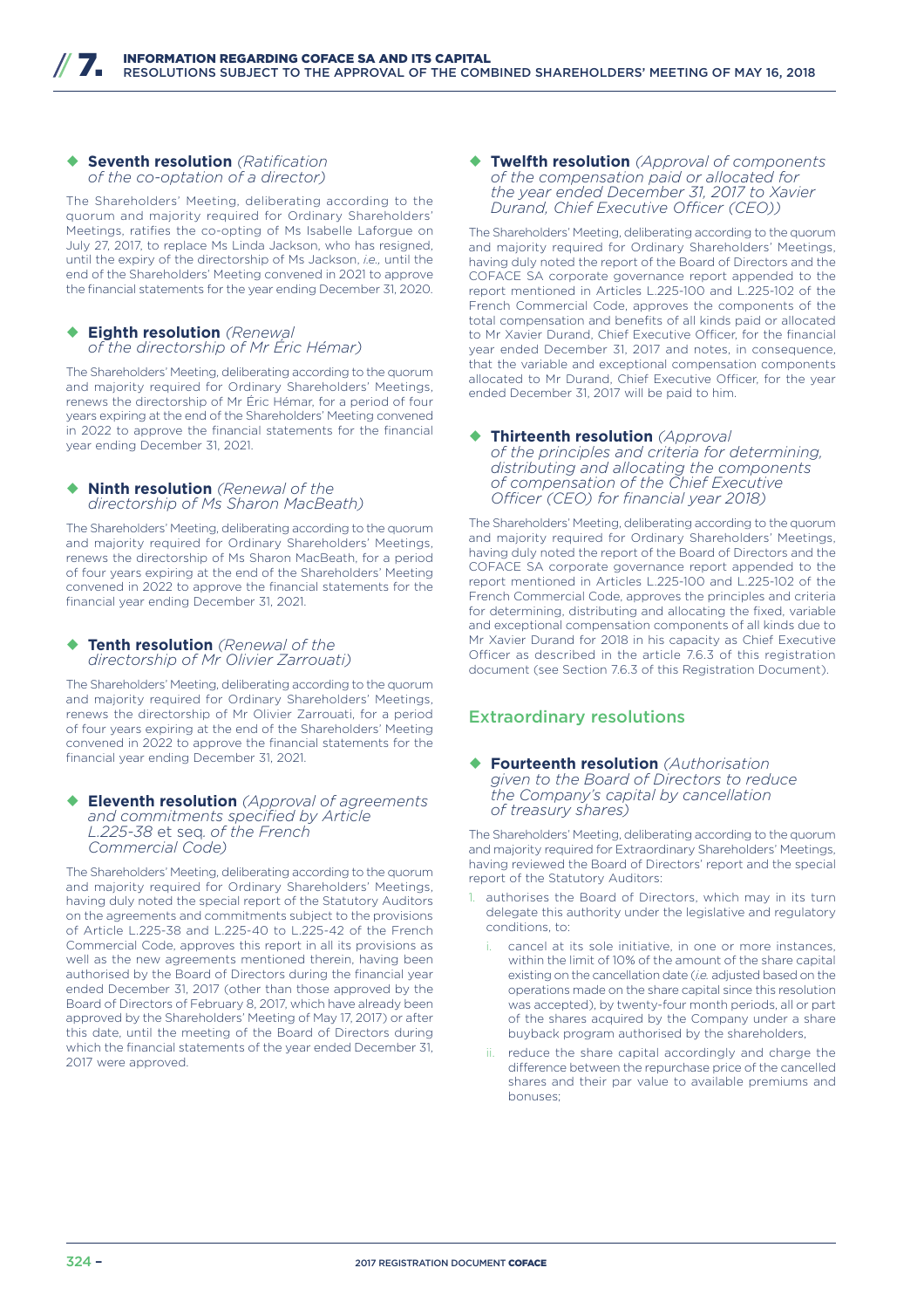### ◆ Seventh resolution *(Ratification of the co-optation of a director)*

The Shareholders' Meeting, deliberating according to the quorum and majority required for Ordinary Shareholders' Meetings, ratifies the co-opting of Ms Isabelle Laforgue on July 27, 2017, to replace Ms Linda Jackson, who has resigned, until the expiry of the directorship of Ms Jackson, *i.e.*, until the end of the Shareholders' Meeting convened in 2021 to approve the financial statements for the year ending December 31, 2020.

### ◆ Eighth resolution *(Renewal of the directorship of Mr Éric Hémar)*

The Shareholders' Meeting, deliberating according to the quorum and majority required for Ordinary Shareholders' Meetings, renews the directorship of Mr Éric Hémar, for a period of four years expiring at the end of the Shareholders' Meeting convened in 2022 to approve the financial statements for the financial year ending December 31, 2021.

### ◆ Ninth resolution *(Renewal of the directorship of Ms Sharon MacBeath)*

The Shareholders' Meeting, deliberating according to the quorum and majority required for Ordinary Shareholders' Meetings, renews the directorship of Ms Sharon MacBeath, for a period of four years expiring at the end of the Shareholders' Meeting convened in 2022 to approve the financial statements for the financial year ending December 31, 2021.

### ◆ Tenth resolution *(Renewal of the directorship of Mr Olivier Zarrouati)*

The Shareholders' Meeting, deliberating according to the quorum and majority required for Ordinary Shareholders' Meetings, renews the directorship of Mr Olivier Zarrouati, for a period of four years expiring at the end of the Shareholders' Meeting convened in 2022 to approve the financial statements for the financial year ending December 31, 2021.

### ◆ Eleventh resolution *(Approval of agreements and commitments specified by Article L.225-38* et seq. *of the French Commercial Code)*

The Shareholders' Meeting, deliberating according to the quorum and majority required for Ordinary Shareholders' Meetings, having duly noted the special report of the Statutory Auditors on the agreements and commitments subject to the provisions of Article L.225-38 and L.225-40 to L.225-42 of the French Commercial Code, approves this report in all its provisions as well as the new agreements mentioned therein, having been authorised by the Board of Directors during the financial year ended December 31, 2017 (other than those approved by the Board of Directors of February 8, 2017, which have already been approved by the Shareholders' Meeting of May 17, 2017) or after this date, until the meeting of the Board of Directors during which the financial statements of the year ended December 31, 2017 were approved.

### ◆ Twelfth resolution *(Approval of components of the compensation paid or allocated for the year ended December 31, 2017 to Xavier Durand, Chief Executive Officer (CEO))*

The Shareholders' Meeting, deliberating according to the quorum and majority required for Ordinary Shareholders' Meetings, having duly noted the report of the Board of Directors and the COFACE SA corporate governance report appended to the report mentioned in Articles L.225-100 and L.225-102 of the French Commercial Code, approves the components of the total compensation and benefits of all kinds paid or allocated to Mr Xavier Durand, Chief Executive Officer, for the financial year ended December 31, 2017 and notes, in consequence, that the variable and exceptional compensation components allocated to Mr Durand, Chief Executive Officer, for the year ended December 31, 2017 will be paid to him.

### ◆ Thirteenth resolution *(Approval of the principles and criteria for determining, distributing and allocating the components of compensation of the Chief Executive Officer (CEO) for financial year 2018)*

The Shareholders' Meeting, deliberating according to the quorum and majority required for Ordinary Shareholders' Meetings, having duly noted the report of the Board of Directors and the COFACE SA corporate governance report appended to the report mentioned in Articles L.225-100 and L.225-102 of the French Commercial Code, approves the principles and criteria for determining, distributing and allocating the fixed, variable and exceptional compensation components of all kinds due to Mr Xavier Durand for 2018 in his capacity as Chief Executive Officer as described in the article 7.6.3 of this registration document (see Section 7.6.3 of this Registration Document).

## Extraordinary resolutions

### ◆ Fourteenth resolution *(Authorisation given to the Board of Directors to reduce the Company's capital by cancellation of treasury shares)*

The Shareholders' Meeting, deliberating according to the quorum and majority required for Extraordinary Shareholders' Meetings, having reviewed the Board of Directors' report and the special report of the Statutory Auditors:

1. authorises the Board of Directors, which may in its turn delegate this authority under the legislative and regulatory conditions, to:
   i. cancel at its sole initiative, in one or more instances, within the limit of 10% of the amount of the share capital existing on the cancellation date (*i.e.* adjusted based on the operations made on the share capital since this resolution was accepted), by twenty-four month periods, all or part of the shares acquired by the Company under a share buyback program authorised by the shareholders,
   ii. reduce the share capital accordingly and charge the difference between the repurchase price of the cancelled shares and their par value to available premiums and bonuses;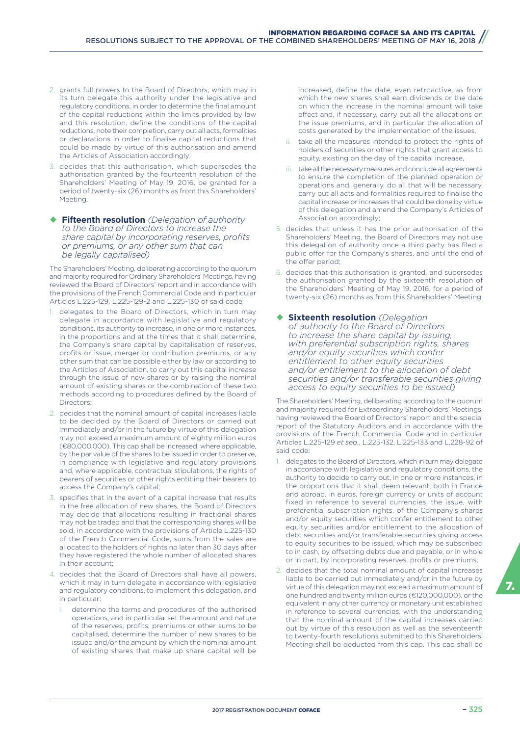2. grants full powers to the Board of Directors, which may in its turn delegate this authority under the legislative and regulatory conditions, in order to determine the final amount of the capital reductions within the limits provided by law and this resolution, define the conditions of the capital reductions, note their completion, carry out all acts, formalities or declarations in order to finalise capital reductions that could be made by virtue of this authorisation and amend the Articles of Association accordingly;
3. decides that this authorisation, which supersedes the authorisation granted by the fourteenth resolution of the Shareholders' Meeting of May 19, 2016, be granted for a period of twenty-six (26) months as from this Shareholders' Meeting.

### **Fifteenth resolution** *(Delegation of authority to the Board of Directors to increase the share capital by incorporating reserves, profits or premiums, or any other sum that can be legally capitalised)*

The Shareholders' Meeting, deliberating according to the quorum and majority required for Ordinary Shareholders' Meetings, having reviewed the Board of Directors' report and in accordance with the provisions of the French Commercial Code and in particular Articles L.225-129, L.225-129-2 and L.225-130 of said code:

1. delegates to the Board of Directors, which in turn may delegate in accordance with legislative and regulatory conditions, its authority to increase, in one or more instances, in the proportions and at the times that it shall determine, the Company's share capital by capitalisation of reserves, profits or issue, merger or contribution premiums, or any other sum that can be possible either by law or according to the Articles of Association, to carry out this capital increase through the issue of new shares or by raising the nominal amount of existing shares or the combination of these two methods according to procedures defined by the Board of Directors;
2. decides that the nominal amount of capital increases liable to be decided by the Board of Directors or carried out immediately and/or in the future by virtue of this delegation may not exceed a maximum amount of eighty million euros (€80,000,000). This cap shall be increased, where applicable, by the par value of the shares to be issued in order to preserve, in compliance with legislative and regulatory provisions and, where applicable, contractual stipulations, the rights of bearers of securities or other rights entitling their bearers to access the Company's capital;
3. specifies that in the event of a capital increase that results in the free allocation of new shares, the Board of Directors may decide that allocations resulting in fractional shares may not be traded and that the corresponding shares will be sold, in accordance with the provisions of Article L.225-130 of the French Commercial Code; sums from the sales are allocated to the holders of rights no later than 30 days after they have registered the whole number of allocated shares in their account;
4. decides that the Board of Directors shall have all powers, which it may in turn delegate in accordance with legislative and regulatory conditions, to implement this delegation, and in particular:
   i. determine the terms and procedures of the authorised operations, and in particular set the amount and nature of the reserves, profits, premiums or other sums to be capitalised, determine the number of new shares to be issued and/or the amount by which the nominal amount of existing shares that make up share capital will be increased, define the date, even retroactive, as from which the new shares shall earn dividends or the date on which the increase in the nominal amount will take effect and, if necessary, carry out all the allocations on the issue premiums, and in particular the allocation of costs generated by the implementation of the issues,
   ii. take all the measures intended to protect the rights of holders of securities or other rights that grant access to equity, existing on the day of the capital increase,
   iii. take all the necessary measures and conclude all agreements to ensure the completion of the planned operation or operations and, generally, do all that will be necessary, carry out all acts and formalities required to finalise the capital increase or increases that could be done by virtue of this delegation and amend the Company's Articles of Association accordingly;
5. decides that unless it has the prior authorisation of the Shareholders' Meeting, the Board of Directors may not use this delegation of authority once a third party has filed a public offer for the Company's shares, and until the end of the offer period;
6. decides that this authorisation is granted, and supersedes the authorisation granted by the sixteenth resolution of the Shareholders' Meeting of May 19, 2016, for a period of twenty-six (26) months as from this Shareholders' Meeting.

### **Sixteenth resolution** *(Delegation of authority to the Board of Directors to increase the share capital by issuing, with preferential subscription rights, shares and/or equity securities which confer entitlement to other equity securities and/or entitlement to the allocation of debt securities and/or transferable securities giving access to equity securities to be issued)*

The Shareholders' Meeting, deliberating according to the quorum and majority required for Extraordinary Shareholders' Meetings, having reviewed the Board of Directors' report and the special report of the Statutory Auditors and in accordance with the provisions of the French Commercial Code and in particular Articles L.225-129 *et seq.,* L.225-132, L.225-133 and L.228-92 of said code:

1. delegates to the Board of Directors, which in turn may delegate in accordance with legislative and regulatory conditions, the authority to decide to carry out, in one or more instances, in the proportions that it shall deem relevant, both in France and abroad, in euros, foreign currency or units of account fixed in reference to several currencies, the issue, with preferential subscription rights, of the Company's shares and/or equity securities which confer entitlement to other equity securities and/or entitlement to the allocation of debt securities and/or transferable securities giving access to equity securities to be issued, which may be subscribed to in cash, by offsetting debts due and payable, or in whole or in part, by incorporating reserves, profits or premiums;
2. decides that the total nominal amount of capital increases liable to be carried out immediately and/or in the future by virtue of this delegation may not exceed a maximum amount of one hundred and twenty million euros (€120,000,000), or the equivalent in any other currency or monetary unit established in reference to several currencies, with the understanding that the nominal amount of the capital increases carried out by virtue of this resolution as well as the seventeenth to twenty-fourth resolutions submitted to this Shareholders' Meeting shall be deducted from this cap. This cap shall be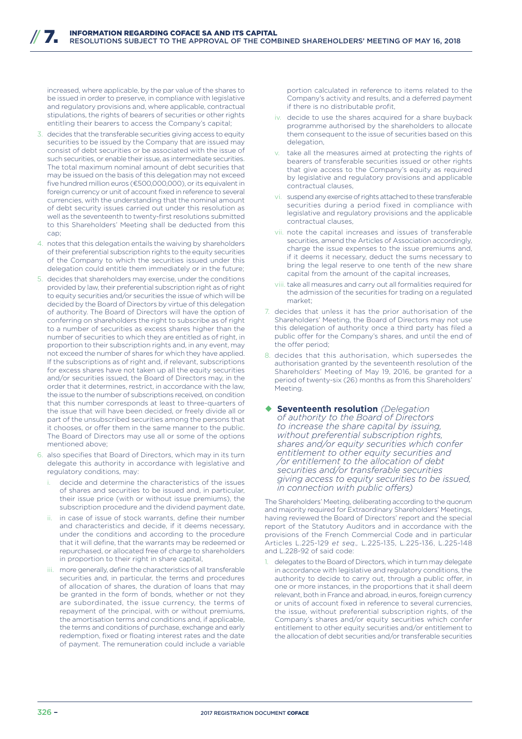increased, where applicable, by the par value of the shares to be issued in order to preserve, in compliance with legislative and regulatory provisions and, where applicable, contractual stipulations, the rights of bearers of securities or other rights entitling their bearers to access the Company's capital;

3. decides that the transferable securities giving access to equity securities to be issued by the Company that are issued may consist of debt securities or be associated with the issue of such securities, or enable their issue, as intermediate securities. The total maximum nominal amount of debt securities that may be issued on the basis of this delegation may not exceed five hundred million euros (€500,000,000), or its equivalent in foreign currency or unit of account fixed in reference to several currencies, with the understanding that the nominal amount of debt security issues carried out under this resolution as well as the seventeenth to twenty-first resolutions submitted to this Shareholders' Meeting shall be deducted from this cap;
4. notes that this delegation entails the waiving by shareholders of their preferential subscription rights to the equity securities of the Company to which the securities issued under this delegation could entitle them immediately or in the future;
5. decides that shareholders may exercise, under the conditions provided by law, their preferential subscription right as of right to equity securities and/or securities the issue of which will be decided by the Board of Directors by virtue of this delegation of authority. The Board of Directors will have the option of conferring on shareholders the right to subscribe as of right to a number of securities as excess shares higher than the number of securities to which they are entitled as of right, in proportion to their subscription rights and, in any event, may not exceed the number of shares for which they have applied. If the subscriptions as of right and, if relevant, subscriptions for excess shares have not taken up all the equity securities and/or securities issued, the Board of Directors may, in the order that it determines, restrict, in accordance with the law, the issue to the number of subscriptions received, on condition that this number corresponds at least to three-quarters of the issue that will have been decided, or freely divide all or part of the unsubscribed securities among the persons that it chooses, or offer them in the same manner to the public. The Board of Directors may use all or some of the options mentioned above;
6. also specifies that Board of Directors, which may in its turn delegate this authority in accordance with legislative and regulatory conditions, may:
   i. decide and determine the characteristics of the issues of shares and securities to be issued and, in particular, their issue price (with or without issue premiums), the subscription procedure and the dividend payment date,
   ii. in case of issue of stock warrants, define their number and characteristics and decide, if it deems necessary, under the conditions and according to the procedure that it will define, that the warrants may be redeemed or repurchased, or allocated free of charge to shareholders in proportion to their right in share capital,
   iii. more generally, define the characteristics of all transferable securities and, in particular, the terms and procedures of allocation of shares, the duration of loans that may be granted in the form of bonds, whether or not they are subordinated, the issue currency, the terms of repayment of the principal, with or without premiums, the amortisation terms and conditions and, if applicable, the terms and conditions of purchase, exchange and early redemption, fixed or floating interest rates and the date of payment. The remuneration could include a variable portion calculated in reference to items related to the Company's activity and results, and a deferred payment if there is no distributable profit,
   iv. decide to use the shares acquired for a share buyback programme authorised by the shareholders to allocate them consequent to the issue of securities based on this delegation,
   v. take all the measures aimed at protecting the rights of bearers of transferable securities issued or other rights that give access to the Company's equity as required by legislative and regulatory provisions and applicable contractual clauses,
   vi. suspend any exercise of rights attached to these transferable securities during a period fixed in compliance with legislative and regulatory provisions and the applicable contractual clauses,
   vii. note the capital increases and issues of transferable securities, amend the Articles of Association accordingly, charge the issue expenses to the issue premiums and, if it deems it necessary, deduct the sums necessary to bring the legal reserve to one tenth of the new share capital from the amount of the capital increases,
   viii. take all measures and carry out all formalities required for the admission of the securities for trading on a regulated market;
7. decides that unless it has the prior authorisation of the Shareholders' Meeting, the Board of Directors may not use this delegation of authority once a third party has filed a public offer for the Company's shares, and until the end of the offer period;
8. decides that this authorisation, which supersedes the authorisation granted by the seventeenth resolution of the Shareholders' Meeting of May 19, 2016, be granted for a period of twenty-six (26) months as from this Shareholders' Meeting.

### Seventeenth resolution *(Delegation of authority to the Board of Directors to increase the share capital by issuing, without preferential subscription rights, shares and/or equity securities which confer entitlement to other equity securities and /or entitlement to the allocation of debt securities and/or transferable securities giving access to equity securities to be issued, in connection with public offers)*

The Shareholders' Meeting, deliberating according to the quorum and majority required for Extraordinary Shareholders' Meetings, having reviewed the Board of Directors' report and the special report of the Statutory Auditors and in accordance with the provisions of the French Commercial Code and in particular Articles L.225-129 *et seq.,* L.225-135, L.225-136, L.225-148 and L.228-92 of said code:

1. delegates to the Board of Directors, which in turn may delegate in accordance with legislative and regulatory conditions, the authority to decide to carry out, through a public offer, in one or more instances, in the proportions that it shall deem relevant, both in France and abroad, in euros, foreign currency or units of account fixed in reference to several currencies, the issue, without preferential subscription rights, of the Company's shares and/or equity securities which confer entitlement to other equity securities and/or entitlement to the allocation of debt securities and/or transferable securities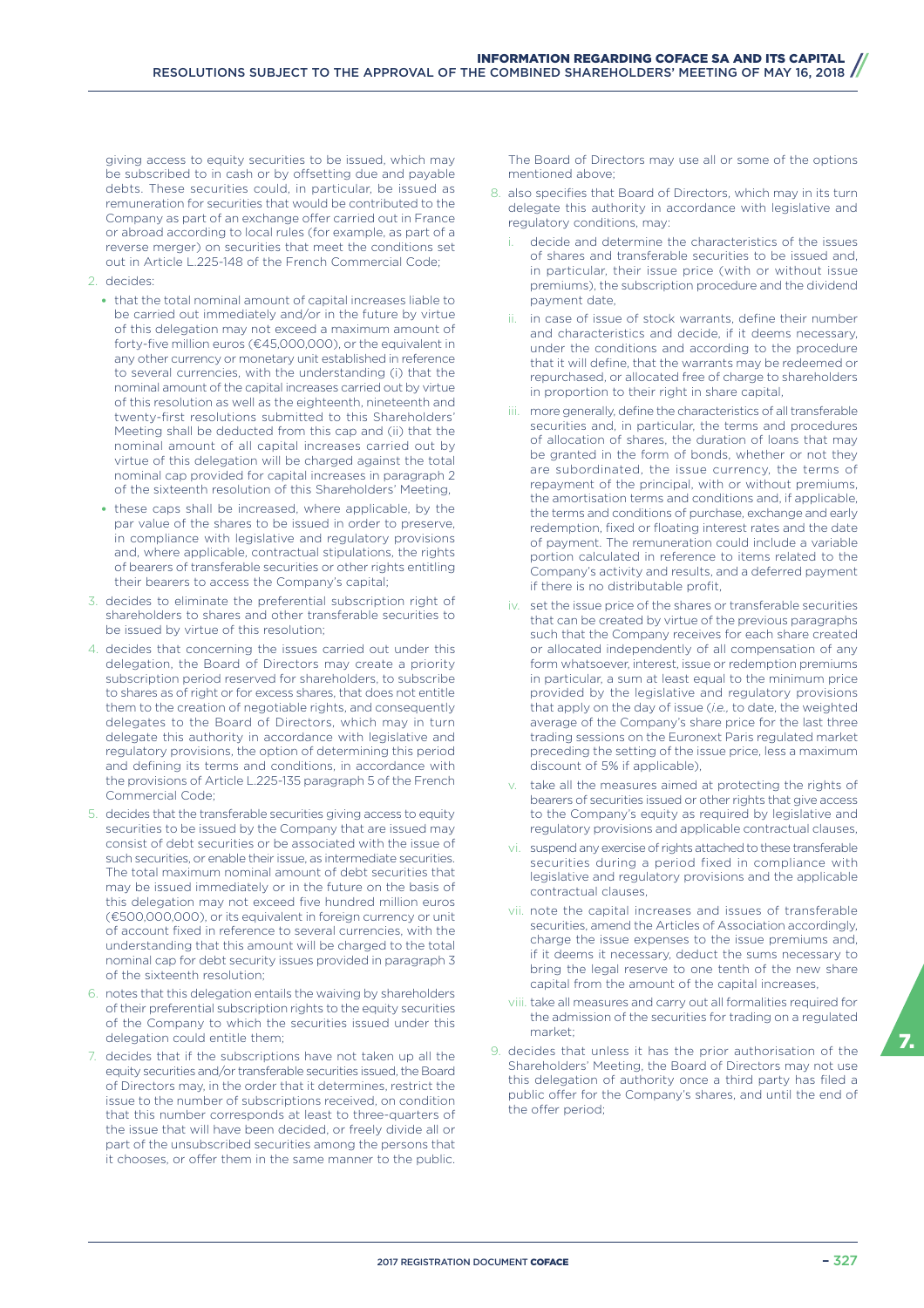giving access to equity securities to be issued, which may be subscribed to in cash or by offsetting due and payable debts. These securities could, in particular, be issued as remuneration for securities that would be contributed to the Company as part of an exchange offer carried out in France or abroad according to local rules (for example, as part of a reverse merger) on securities that meet the conditions set out in Article L.225-148 of the French Commercial Code;

2. decides:
   - that the total nominal amount of capital increases liable to be carried out immediately and/or in the future by virtue of this delegation may not exceed a maximum amount of forty-five million euros (€45,000,000), or the equivalent in any other currency or monetary unit established in reference to several currencies, with the understanding (i) that the nominal amount of the capital increases carried out by virtue of this resolution as well as the eighteenth, nineteenth and twenty-first resolutions submitted to this Shareholders' Meeting shall be deducted from this cap and (ii) that the nominal amount of all capital increases carried out by virtue of this delegation will be charged against the total nominal cap provided for capital increases in paragraph 2 of the sixteenth resolution of this Shareholders' Meeting,
   - these caps shall be increased, where applicable, by the par value of the shares to be issued in order to preserve, in compliance with legislative and regulatory provisions and, where applicable, contractual stipulations, the rights of bearers of transferable securities or other rights entitling their bearers to access the Company's capital;
3. decides to eliminate the preferential subscription right of shareholders to shares and other transferable securities to be issued by virtue of this resolution;
4. decides that concerning the issues carried out under this delegation, the Board of Directors may create a priority subscription period reserved for shareholders, to subscribe to shares as of right or for excess shares, that does not entitle them to the creation of negotiable rights, and consequently delegates to the Board of Directors, which may in turn delegate this authority in accordance with legislative and regulatory provisions, the option of determining this period and defining its terms and conditions, in accordance with the provisions of Article L.225-135 paragraph 5 of the French Commercial Code;
5. decides that the transferable securities giving access to equity securities to be issued by the Company that are issued may consist of debt securities or be associated with the issue of such securities, or enable their issue, as intermediate securities. The total maximum nominal amount of debt securities that may be issued immediately or in the future on the basis of this delegation may not exceed five hundred million euros (€500,000,000), or its equivalent in foreign currency or unit of account fixed in reference to several currencies, with the understanding that this amount will be charged to the total nominal cap for debt security issues provided in paragraph 3 of the sixteenth resolution;
6. notes that this delegation entails the waiving by shareholders of their preferential subscription rights to the equity securities of the Company to which the securities issued under this delegation could entitle them;
7. decides that if the subscriptions have not taken up all the equity securities and/or transferable securities issued, the Board of Directors may, in the order that it determines, restrict the issue to the number of subscriptions received, on condition that this number corresponds at least to three-quarters of the issue that will have been decided, or freely divide all or part of the unsubscribed securities among the persons that it chooses, or offer them in the same manner to the public.

   The Board of Directors may use all or some of the options mentioned above;
8. also specifies that Board of Directors, which may in its turn delegate this authority in accordance with legislative and regulatory conditions, may:
   i. decide and determine the characteristics of the issues of shares and transferable securities to be issued and, in particular, their issue price (with or without issue premiums), the subscription procedure and the dividend payment date,
   ii. in case of issue of stock warrants, define their number and characteristics and decide, if it deems necessary, under the conditions and according to the procedure that it will define, that the warrants may be redeemed or repurchased, or allocated free of charge to shareholders in proportion to their right in share capital,
   iii. more generally, define the characteristics of all transferable securities and, in particular, the terms and procedures of allocation of shares, the duration of loans that may be granted in the form of bonds, whether or not they are subordinated, the issue currency, the terms of repayment of the principal, with or without premiums, the amortisation terms and conditions and, if applicable, the terms and conditions of purchase, exchange and early redemption, fixed or floating interest rates and the date of payment. The remuneration could include a variable portion calculated in reference to items related to the Company's activity and results, and a deferred payment if there is no distributable profit,
   iv. set the issue price of the shares or transferable securities that can be created by virtue of the previous paragraphs such that the Company receives for each share created or allocated independently of all compensation of any form whatsoever, interest, issue or redemption premiums in particular, a sum at least equal to the minimum price provided by the legislative and regulatory provisions that apply on the day of issue (*i.e.*, to date, the weighted average of the Company's share price for the last three trading sessions on the Euronext Paris regulated market preceding the setting of the issue price, less a maximum discount of 5% if applicable),
   v. take all the measures aimed at protecting the rights of bearers of securities issued or other rights that give access to the Company's equity as required by legislative and regulatory provisions and applicable contractual clauses,
   vi. suspend any exercise of rights attached to these transferable securities during a period fixed in compliance with legislative and regulatory provisions and the applicable contractual clauses,
   vii. note the capital increases and issues of transferable securities, amend the Articles of Association accordingly, charge the issue expenses to the issue premiums and, if it deems it necessary, deduct the sums necessary to bring the legal reserve to one tenth of the new share capital from the amount of the capital increases,
   viii. take all measures and carry out all formalities required for the admission of the securities for trading on a regulated market;
9. decides that unless it has the prior authorisation of the Shareholders' Meeting, the Board of Directors may not use this delegation of authority once a third party has filed a public offer for the Company's shares, and until the end of the offer period;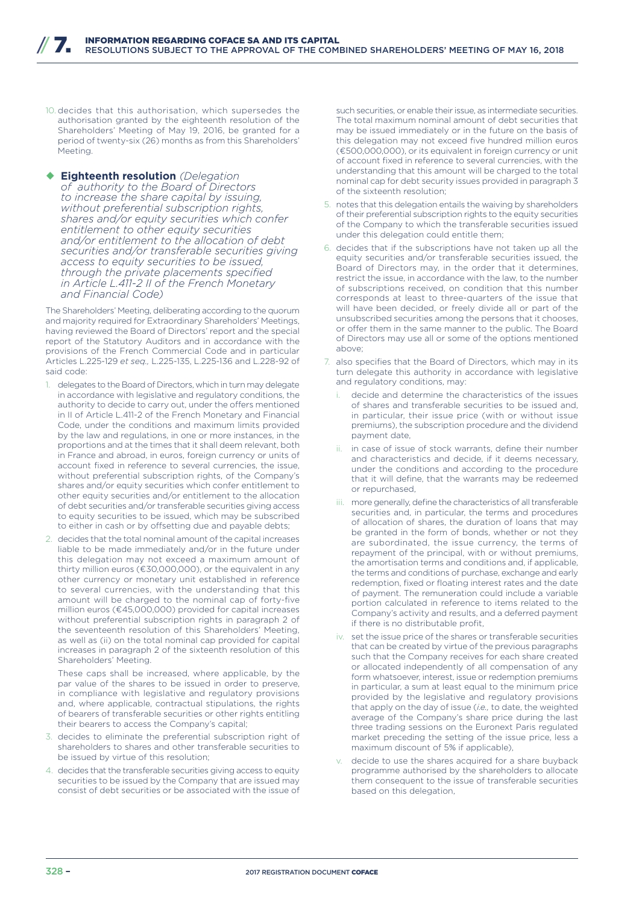10. decides that this authorisation, which supersedes the authorisation granted by the eighteenth resolution of the Shareholders' Meeting of May 19, 2016, be granted for a period of twenty-six (26) months as from this Shareholders' Meeting.

### ◆ Eighteenth resolution *(Delegation of authority to the Board of Directors to increase the share capital by issuing, without preferential subscription rights, shares and/or equity securities which confer entitlement to other equity securities and/or entitlement to the allocation of debt securities and/or transferable securities giving access to equity securities to be issued, through the private placements specified in Article L.411-2 II of the French Monetary and Financial Code)*

The Shareholders' Meeting, deliberating according to the quorum and majority required for Extraordinary Shareholders' Meetings, having reviewed the Board of Directors' report and the special report of the Statutory Auditors and in accordance with the provisions of the French Commercial Code and in particular Articles L.225-129 *et seq.,* L.225-135, L.225-136 and L.228-92 of said code:

1. delegates to the Board of Directors, which in turn may delegate in accordance with legislative and regulatory conditions, the authority to decide to carry out, under the offers mentioned in II of Article L.411-2 of the French Monetary and Financial Code, under the conditions and maximum limits provided by the law and regulations, in one or more instances, in the proportions and at the times that it shall deem relevant, both in France and abroad, in euros, foreign currency or units of account fixed in reference to several currencies, the issue, without preferential subscription rights, of the Company's shares and/or equity securities which confer entitlement to other equity securities and/or entitlement to the allocation of debt securities and/or transferable securities giving access to equity securities to be issued, which may be subscribed to either in cash or by offsetting due and payable debts;
2. decides that the total nominal amount of the capital increases liable to be made immediately and/or in the future under this delegation may not exceed a maximum amount of thirty million euros (€30,000,000), or the equivalent in any other currency or monetary unit established in reference to several currencies, with the understanding that this amount will be charged to the nominal cap of forty-five million euros (€45,000,000) provided for capital increases without preferential subscription rights in paragraph 2 of the seventeenth resolution of this Shareholders' Meeting, as well as (ii) on the total nominal cap provided for capital increases in paragraph 2 of the sixteenth resolution of this Shareholders' Meeting.

   These caps shall be increased, where applicable, by the par value of the shares to be issued in order to preserve, in compliance with legislative and regulatory provisions and, where applicable, contractual stipulations, the rights of bearers of transferable securities or other rights entitling their bearers to access the Company's capital;
3. decides to eliminate the preferential subscription right of shareholders to shares and other transferable securities to be issued by virtue of this resolution;
4. decides that the transferable securities giving access to equity securities to be issued by the Company that are issued may consist of debt securities or be associated with the issue of such securities, or enable their issue, as intermediate securities. The total maximum nominal amount of debt securities that may be issued immediately or in the future on the basis of this delegation may not exceed five hundred million euros (€500,000,000), or its equivalent in foreign currency or unit of account fixed in reference to several currencies, with the understanding that this amount will be charged to the total nominal cap for debt security issues provided in paragraph 3 of the sixteenth resolution;
5. notes that this delegation entails the waiving by shareholders of their preferential subscription rights to the equity securities of the Company to which the transferable securities issued under this delegation could entitle them;
6. decides that if the subscriptions have not taken up all the equity securities and/or transferable securities issued, the Board of Directors may, in the order that it determines, restrict the issue, in accordance with the law, to the number of subscriptions received, on condition that this number corresponds at least to three-quarters of the issue that will have been decided, or freely divide all or part of the unsubscribed securities among the persons that it chooses, or offer them in the same manner to the public. The Board of Directors may use all or some of the options mentioned above;
7. also specifies that the Board of Directors, which may in its turn delegate this authority in accordance with legislative and regulatory conditions, may:
   i. decide and determine the characteristics of the issues of shares and transferable securities to be issued and, in particular, their issue price (with or without issue premiums), the subscription procedure and the dividend payment date,
   ii. in case of issue of stock warrants, define their number and characteristics and decide, if it deems necessary, under the conditions and according to the procedure that it will define, that the warrants may be redeemed or repurchased,
   iii. more generally, define the characteristics of all transferable securities and, in particular, the terms and procedures of allocation of shares, the duration of loans that may be granted in the form of bonds, whether or not they are subordinated, the issue currency, the terms of repayment of the principal, with or without premiums, the amortisation terms and conditions and, if applicable, the terms and conditions of purchase, exchange and early redemption, fixed or floating interest rates and the date of payment. The remuneration could include a variable portion calculated in reference to items related to the Company's activity and results, and a deferred payment if there is no distributable profit,
   iv. set the issue price of the shares or transferable securities that can be created by virtue of the previous paragraphs such that the Company receives for each share created or allocated independently of all compensation of any form whatsoever, interest, issue or redemption premiums in particular, a sum at least equal to the minimum price provided by the legislative and regulatory provisions that apply on the day of issue (*i.e.,* to date, the weighted average of the Company's share price during the last three trading sessions on the Euronext Paris regulated market preceding the setting of the issue price, less a maximum discount of 5% if applicable),
   v. decide to use the shares acquired for a share buyback programme authorised by the shareholders to allocate them consequent to the issue of transferable securities based on this delegation,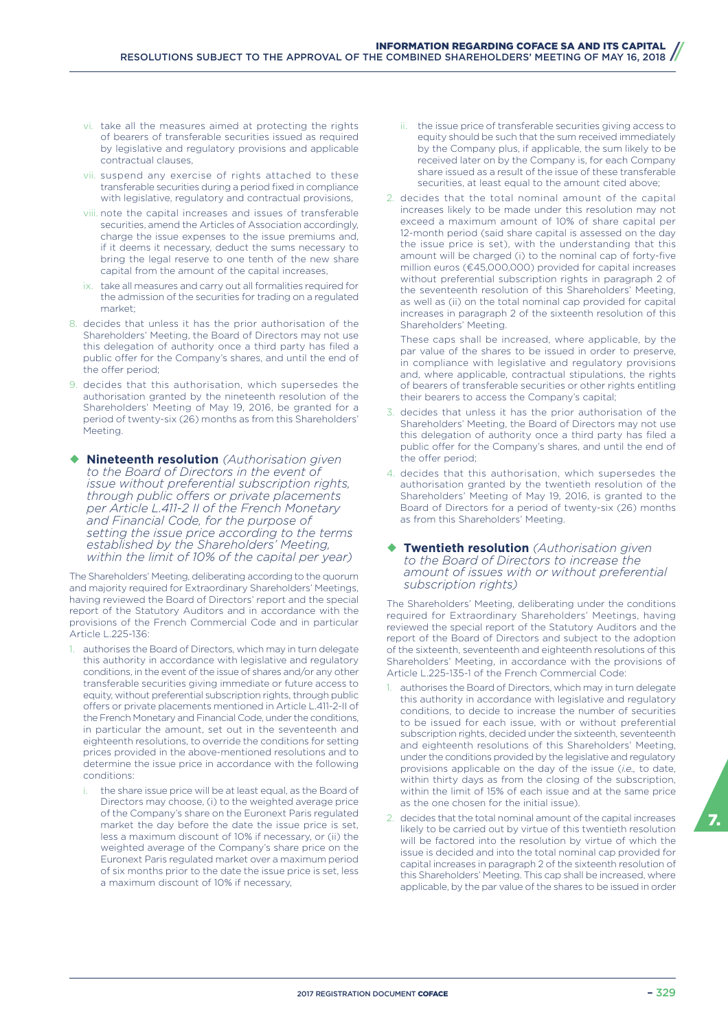- vi. take all the measures aimed at protecting the rights of bearers of transferable securities issued as required by legislative and regulatory provisions and applicable contractual clauses,
- vii. suspend any exercise of rights attached to these transferable securities during a period fixed in compliance with legislative, regulatory and contractual provisions,
- viii. note the capital increases and issues of transferable securities, amend the Articles of Association accordingly, charge the issue expenses to the issue premiums and, if it deems it necessary, deduct the sums necessary to bring the legal reserve to one tenth of the new share capital from the amount of the capital increases,
- ix. take all measures and carry out all formalities required for the admission of the securities for trading on a regulated market;

8. decides that unless it has the prior authorisation of the Shareholders' Meeting, the Board of Directors may not use this delegation of authority once a third party has filed a public offer for the Company's shares, and until the end of the offer period;
9. decides that this authorisation, which supersedes the authorisation granted by the nineteenth resolution of the Shareholders' Meeting of May 19, 2016, be granted for a period of twenty-six (26) months as from this Shareholders' Meeting.

### ◆ Nineteenth resolution *(Authorisation given to the Board of Directors in the event of issue without preferential subscription rights, through public offers or private placements per Article L.411-2 II of the French Monetary and Financial Code, for the purpose of setting the issue price according to the terms established by the Shareholders' Meeting, within the limit of 10% of the capital per year)*

The Shareholders' Meeting, deliberating according to the quorum and majority required for Extraordinary Shareholders' Meetings, having reviewed the Board of Directors' report and the special report of the Statutory Auditors and in accordance with the provisions of the French Commercial Code and in particular Article L.225-136:

1. authorises the Board of Directors, which may in turn delegate this authority in accordance with legislative and regulatory conditions, in the event of the issue of shares and/or any other transferable securities giving immediate or future access to equity, without preferential subscription rights, through public offers or private placements mentioned in Article L.411-2-II of the French Monetary and Financial Code, under the conditions, in particular the amount, set out in the seventeenth and eighteenth resolutions, to override the conditions for setting prices provided in the above-mentioned resolutions and to determine the issue price in accordance with the following conditions:
   - i. the share issue price will be at least equal, as the Board of Directors may choose, (i) to the weighted average price of the Company's share on the Euronext Paris regulated market the day before the date the issue price is set, less a maximum discount of 10% if necessary, or (ii) the weighted average of the Company's share price on the Euronext Paris regulated market over a maximum period of six months prior to the date the issue price is set, less a maximum discount of 10% if necessary,
   - ii. the issue price of transferable securities giving access to equity should be such that the sum received immediately by the Company plus, if applicable, the sum likely to be received later on by the Company is, for each Company share issued as a result of the issue of these transferable securities, at least equal to the amount cited above;
2. decides that the total nominal amount of the capital increases likely to be made under this resolution may not exceed a maximum amount of 10% of share capital per 12-month period (said share capital is assessed on the day the issue price is set), with the understanding that this amount will be charged (i) to the nominal cap of forty-five million euros (€45,000,000) provided for capital increases without preferential subscription rights in paragraph 2 of the seventeenth resolution of this Shareholders' Meeting, as well as (ii) on the total nominal cap provided for capital increases in paragraph 2 of the sixteenth resolution of this Shareholders' Meeting.

   These caps shall be increased, where applicable, by the par value of the shares to be issued in order to preserve, in compliance with legislative and regulatory provisions and, where applicable, contractual stipulations, the rights of bearers of transferable securities or other rights entitling their bearers to access the Company's capital;
3. decides that unless it has the prior authorisation of the Shareholders' Meeting, the Board of Directors may not use this delegation of authority once a third party has filed a public offer for the Company's shares, and until the end of the offer period;
4. decides that this authorisation, which supersedes the authorisation granted by the twentieth resolution of the Shareholders' Meeting of May 19, 2016, is granted to the Board of Directors for a period of twenty-six (26) months as from this Shareholders' Meeting.

### ◆ Twentieth resolution *(Authorisation given to the Board of Directors to increase the amount of issues with or without preferential subscription rights)*

The Shareholders' Meeting, deliberating under the conditions required for Extraordinary Shareholders' Meetings, having reviewed the special report of the Statutory Auditors and the report of the Board of Directors and subject to the adoption of the sixteenth, seventeenth and eighteenth resolutions of this Shareholders' Meeting, in accordance with the provisions of Article L.225-135-1 of the French Commercial Code:

1. authorises the Board of Directors, which may in turn delegate this authority in accordance with legislative and regulatory conditions, to decide to increase the number of securities to be issued for each issue, with or without preferential subscription rights, decided under the sixteenth, seventeenth and eighteenth resolutions of this Shareholders' Meeting, under the conditions provided by the legislative and regulatory provisions applicable on the day of the issue (*i.e.,* to date, within thirty days as from the closing of the subscription, within the limit of 15% of each issue and at the same price as the one chosen for the initial issue).
2. decides that the total nominal amount of the capital increases likely to be carried out by virtue of this twentieth resolution will be factored into the resolution by virtue of which the issue is decided and into the total nominal cap provided for capital increases in paragraph 2 of the sixteenth resolution of this Shareholders' Meeting. This cap shall be increased, where applicable, by the par value of the shares to be issued in order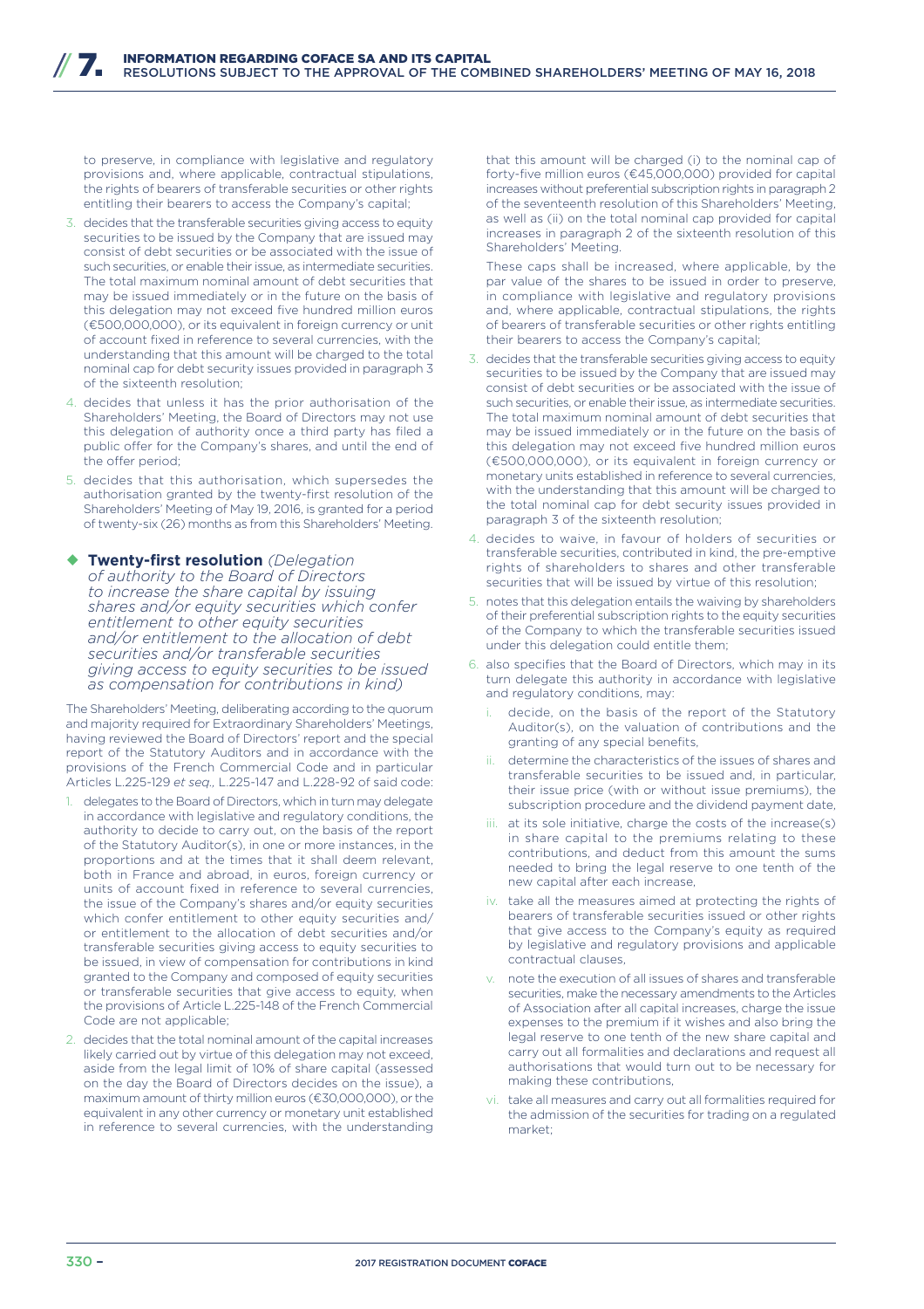to preserve, in compliance with legislative and regulatory provisions and, where applicable, contractual stipulations, the rights of bearers of transferable securities or other rights entitling their bearers to access the Company's capital;

3. decides that the transferable securities giving access to equity securities to be issued by the Company that are issued may consist of debt securities or be associated with the issue of such securities, or enable their issue, as intermediate securities. The total maximum nominal amount of debt securities that may be issued immediately or in the future on the basis of this delegation may not exceed five hundred million euros (€500,000,000), or its equivalent in foreign currency or unit of account fixed in reference to several currencies, with the understanding that this amount will be charged to the total nominal cap for debt security issues provided in paragraph 3 of the sixteenth resolution;
4. decides that unless it has the prior authorisation of the Shareholders' Meeting, the Board of Directors may not use this delegation of authority once a third party has filed a public offer for the Company's shares, and until the end of the offer period;
5. decides that this authorisation, which supersedes the authorisation granted by the twenty-first resolution of the Shareholders' Meeting of May 19, 2016, is granted for a period of twenty-six (26) months as from this Shareholders' Meeting.

### ◆ Twenty-first resolution *(Delegation of authority to the Board of Directors to increase the share capital by issuing shares and/or equity securities which confer entitlement to other equity securities and/or entitlement to the allocation of debt securities and/or transferable securities giving access to equity securities to be issued as compensation for contributions in kind)*

The Shareholders' Meeting, deliberating according to the quorum and majority required for Extraordinary Shareholders' Meetings, having reviewed the Board of Directors' report and the special report of the Statutory Auditors and in accordance with the provisions of the French Commercial Code and in particular Articles L.225-129 *et seq.,* L.225-147 and L.228-92 of said code:

1. delegates to the Board of Directors, which in turn may delegate in accordance with legislative and regulatory conditions, the authority to decide to carry out, on the basis of the report of the Statutory Auditor(s), in one or more instances, in the proportions and at the times that it shall deem relevant, both in France and abroad, in euros, foreign currency or units of account fixed in reference to several currencies, the issue of the Company's shares and/or equity securities which confer entitlement to other equity securities and/or entitlement to the allocation of debt securities and/or transferable securities giving access to equity securities to be issued, in view of compensation for contributions in kind granted to the Company and composed of equity securities or transferable securities that give access to equity, when the provisions of Article L.225-148 of the French Commercial Code are not applicable;
2. decides that the total nominal amount of the capital increases likely carried out by virtue of this delegation may not exceed, aside from the legal limit of 10% of share capital (assessed on the day the Board of Directors decides on the issue), a maximum amount of thirty million euros (€30,000,000), or the equivalent in any other currency or monetary unit established in reference to several currencies, with the understanding that this amount will be charged (i) to the nominal cap of forty-five million euros (€45,000,000) provided for capital increases without preferential subscription rights in paragraph 2 of the seventeenth resolution of this Shareholders' Meeting, as well as (ii) on the total nominal cap provided for capital increases in paragraph 2 of the sixteenth resolution of this Shareholders' Meeting.

   These caps shall be increased, where applicable, by the par value of the shares to be issued in order to preserve, in compliance with legislative and regulatory provisions and, where applicable, contractual stipulations, the rights of bearers of transferable securities or other rights entitling their bearers to access the Company's capital;
3. decides that the transferable securities giving access to equity securities to be issued by the Company that are issued may consist of debt securities or be associated with the issue of such securities, or enable their issue, as intermediate securities. The total maximum nominal amount of debt securities that may be issued immediately or in the future on the basis of this delegation may not exceed five hundred million euros (€500,000,000), or its equivalent in foreign currency or monetary units established in reference to several currencies, with the understanding that this amount will be charged to the total nominal cap for debt security issues provided in paragraph 3 of the sixteenth resolution;
4. decides to waive, in favour of holders of securities or transferable securities, contributed in kind, the pre-emptive rights of shareholders to shares and other transferable securities that will be issued by virtue of this resolution;
5. notes that this delegation entails the waiving by shareholders of their preferential subscription rights to the equity securities of the Company to which the transferable securities issued under this delegation could entitle them;
6. also specifies that the Board of Directors, which may in its turn delegate this authority in accordance with legislative and regulatory conditions, may:
   i. decide, on the basis of the report of the Statutory Auditor(s), on the valuation of contributions and the granting of any special benefits,
   ii. determine the characteristics of the issues of shares and transferable securities to be issued and, in particular, their issue price (with or without issue premiums), the subscription procedure and the dividend payment date,
   iii. at its sole initiative, charge the costs of the increase(s) in share capital to the premiums relating to these contributions, and deduct from this amount the sums needed to bring the legal reserve to one tenth of the new capital after each increase,
   iv. take all the measures aimed at protecting the rights of bearers of transferable securities issued or other rights that give access to the Company's equity as required by legislative and regulatory provisions and applicable contractual clauses,
   v. note the execution of all issues of shares and transferable securities, make the necessary amendments to the Articles of Association after all capital increases, charge the issue expenses to the premium if it wishes and also bring the legal reserve to one tenth of the new share capital and carry out all formalities and declarations and request all authorisations that would turn out to be necessary for making these contributions,
   vi. take all measures and carry out all formalities required for the admission of the securities for trading on a regulated market;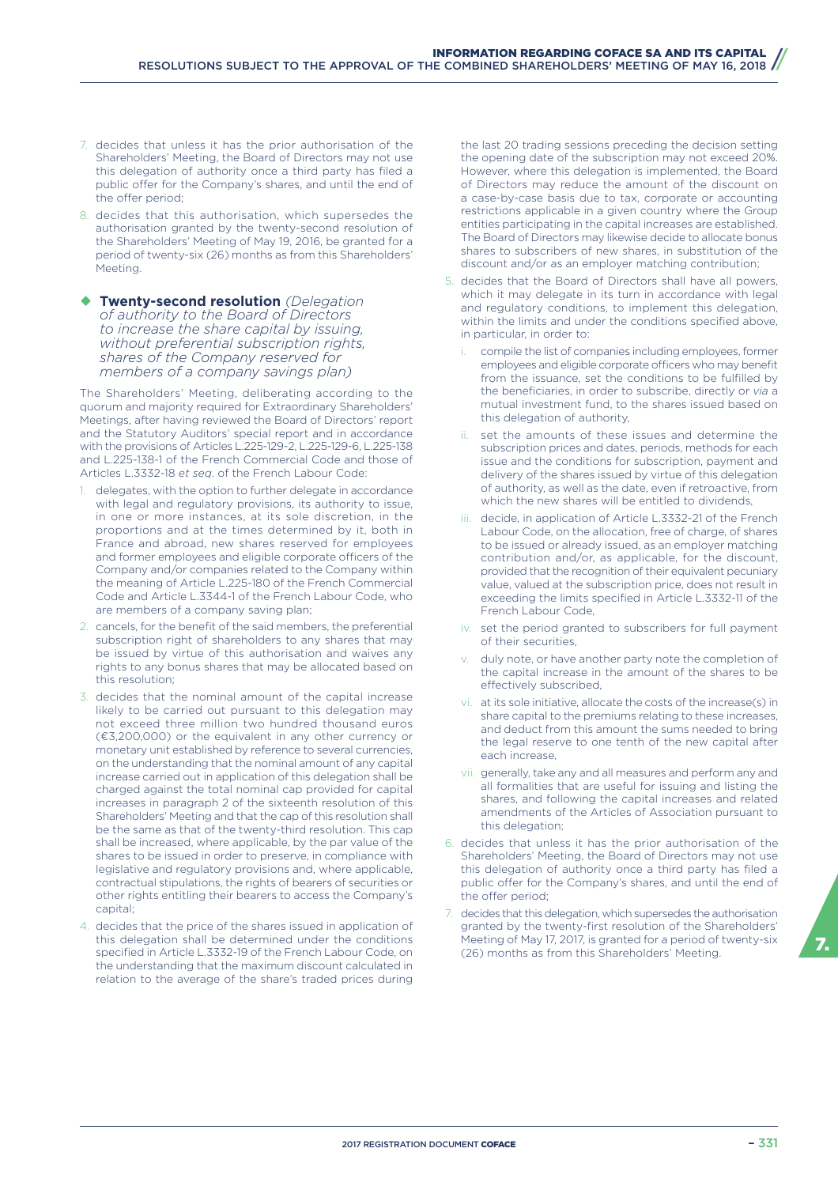7. decides that unless it has the prior authorisation of the Shareholders' Meeting, the Board of Directors may not use this delegation of authority once a third party has filed a public offer for the Company's shares, and until the end of the offer period;
8. decides that this authorisation, which supersedes the authorisation granted by the twenty-second resolution of the Shareholders' Meeting of May 19, 2016, be granted for a period of twenty-six (26) months as from this Shareholders' Meeting.

### ◆ **Twenty-second resolution** *(Delegation of authority to the Board of Directors to increase the share capital by issuing, without preferential subscription rights, shares of the Company reserved for members of a company savings plan)*

The Shareholders' Meeting, deliberating according to the quorum and majority required for Extraordinary Shareholders' Meetings, after having reviewed the Board of Directors' report and the Statutory Auditors' special report and in accordance with the provisions of Articles L.225-129-2, L.225-129-6, L.225-138 and L.225-138-1 of the French Commercial Code and those of Articles L.3332-18 *et seq.* of the French Labour Code:

1. delegates, with the option to further delegate in accordance with legal and regulatory provisions, its authority to issue, in one or more instances, at its sole discretion, in the proportions and at the times determined by it, both in France and abroad, new shares reserved for employees and former employees and eligible corporate officers of the Company and/or companies related to the Company within the meaning of Article L.225-180 of the French Commercial Code and Article L.3344-1 of the French Labour Code, who are members of a company saving plan;
2. cancels, for the benefit of the said members, the preferential subscription right of shareholders to any shares that may be issued by virtue of this authorisation and waives any rights to any bonus shares that may be allocated based on this resolution;
3. decides that the nominal amount of the capital increase likely to be carried out pursuant to this delegation may not exceed three million two hundred thousand euros (€3,200,000) or the equivalent in any other currency or monetary unit established by reference to several currencies, on the understanding that the nominal amount of any capital increase carried out in application of this delegation shall be charged against the total nominal cap provided for capital increases in paragraph 2 of the sixteenth resolution of this Shareholders' Meeting and that the cap of this resolution shall be the same as that of the twenty-third resolution. This cap shall be increased, where applicable, by the par value of the shares to be issued in order to preserve, in compliance with legislative and regulatory provisions and, where applicable, contractual stipulations, the rights of bearers of securities or other rights entitling their bearers to access the Company's capital;
4. decides that the price of the shares issued in application of this delegation shall be determined under the conditions specified in Article L.3332-19 of the French Labour Code, on the understanding that the maximum discount calculated in relation to the average of the share's traded prices during the last 20 trading sessions preceding the decision setting the opening date of the subscription may not exceed 20%. However, where this delegation is implemented, the Board of Directors may reduce the amount of the discount on a case-by-case basis due to tax, corporate or accounting restrictions applicable in a given country where the Group entities participating in the capital increases are established. The Board of Directors may likewise decide to allocate bonus shares to subscribers of new shares, in substitution of the discount and/or as an employer matching contribution;
5. decides that the Board of Directors shall have all powers, which it may delegate in its turn in accordance with legal and regulatory conditions, to implement this delegation, within the limits and under the conditions specified above, in particular, in order to:
   i. compile the list of companies including employees, former employees and eligible corporate officers who may benefit from the issuance, set the conditions to be fulfilled by the beneficiaries, in order to subscribe, directly or *via* a mutual investment fund, to the shares issued based on this delegation of authority,
   ii. set the amounts of these issues and determine the subscription prices and dates, periods, methods for each issue and the conditions for subscription, payment and delivery of the shares issued by virtue of this delegation of authority, as well as the date, even if retroactive, from which the new shares will be entitled to dividends,
   iii. decide, in application of Article L.3332-21 of the French Labour Code, on the allocation, free of charge, of shares to be issued or already issued, as an employer matching contribution and/or, as applicable, for the discount, provided that the recognition of their equivalent pecuniary value, valued at the subscription price, does not result in exceeding the limits specified in Article L.3332-11 of the French Labour Code,
   iv. set the period granted to subscribers for full payment of their securities,
   v. duly note, or have another party note the completion of the capital increase in the amount of the shares to be effectively subscribed,
   vi. at its sole initiative, allocate the costs of the increase(s) in share capital to the premiums relating to these increases, and deduct from this amount the sums needed to bring the legal reserve to one tenth of the new capital after each increase,
   vii. generally, take any and all measures and perform any and all formalities that are useful for issuing and listing the shares, and following the capital increases and related amendments of the Articles of Association pursuant to this delegation;
6. decides that unless it has the prior authorisation of the Shareholders' Meeting, the Board of Directors may not use this delegation of authority once a third party has filed a public offer for the Company's shares, and until the end of the offer period;
7. decides that this delegation, which supersedes the authorisation granted by the twenty-first resolution of the Shareholders' Meeting of May 17, 2017, is granted for a period of twenty-six (26) months as from this Shareholders' Meeting.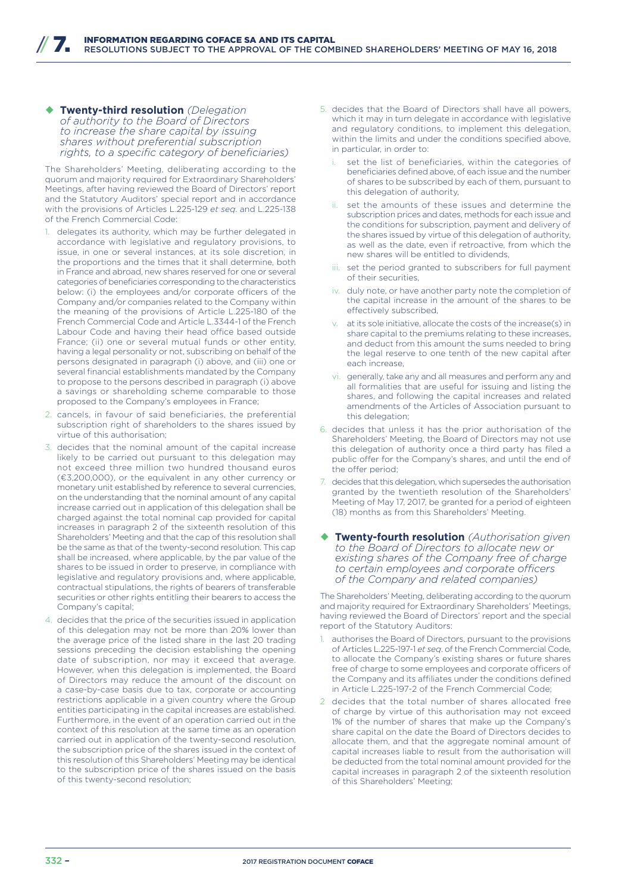### ◆ Twenty-third resolution *(Delegation of authority to the Board of Directors to increase the share capital by issuing shares without preferential subscription rights, to a specific category of beneficiaries)*

The Shareholders' Meeting, deliberating according to the quorum and majority required for Extraordinary Shareholders' Meetings, after having reviewed the Board of Directors' report and the Statutory Auditors' special report and in accordance with the provisions of Articles L.225-129 *et seq.* and L.225-138 of the French Commercial Code:

1. delegates its authority, which may be further delegated in accordance with legislative and regulatory provisions, to issue, in one or several instances, at its sole discretion, in the proportions and the times that it shall determine, both in France and abroad, new shares reserved for one or several categories of beneficiaries corresponding to the characteristics below: (i) the employees and/or corporate officers of the Company and/or companies related to the Company within the meaning of the provisions of Article L.225-180 of the French Commercial Code and Article L.3344-1 of the French Labour Code and having their head office based outside France; (ii) one or several mutual funds or other entity, having a legal personality or not, subscribing on behalf of the persons designated in paragraph (i) above, and (iii) one or several financial establishments mandated by the Company to propose to the persons described in paragraph (i) above a savings or shareholding scheme comparable to those proposed to the Company's employees in France;
2. cancels, in favour of said beneficiaries, the preferential subscription right of shareholders to the shares issued by virtue of this authorisation;
3. decides that the nominal amount of the capital increase likely to be carried out pursuant to this delegation may not exceed three million two hundred thousand euros (€3,200,000), or the equivalent in any other currency or monetary unit established by reference to several currencies, on the understanding that the nominal amount of any capital increase carried out in application of this delegation shall be charged against the total nominal cap provided for capital increases in paragraph 2 of the sixteenth resolution of this Shareholders' Meeting and that the cap of this resolution shall be the same as that of the twenty-second resolution. This cap shall be increased, where applicable, by the par value of the shares to be issued in order to preserve, in compliance with legislative and regulatory provisions and, where applicable, contractual stipulations, the rights of bearers of transferable securities or other rights entitling their bearers to access the Company's capital;
4. decides that the price of the securities issued in application of this delegation may not be more than 20% lower than the average price of the listed share in the last 20 trading sessions preceding the decision establishing the opening date of subscription, nor may it exceed that average. However, when this delegation is implemented, the Board of Directors may reduce the amount of the discount on a case-by-case basis due to tax, corporate or accounting restrictions applicable in a given country where the Group entities participating in the capital increases are established. Furthermore, in the event of an operation carried out in the context of this resolution at the same time as an operation carried out in application of the twenty-second resolution, the subscription price of the shares issued in the context of this resolution of this Shareholders' Meeting may be identical to the subscription price of the shares issued on the basis of this twenty-second resolution;
5. decides that the Board of Directors shall have all powers, which it may in turn delegate in accordance with legislative and regulatory conditions, to implement this delegation, within the limits and under the conditions specified above, in particular, in order to:
   1. set the list of beneficiaries, within the categories of beneficiaries defined above, of each issue and the number of shares to be subscribed by each of them, pursuant to this delegation of authority,
   2. set the amounts of these issues and determine the subscription prices and dates, methods for each issue and the conditions for subscription, payment and delivery of the shares issued by virtue of this delegation of authority, as well as the date, even if retroactive, from which the new shares will be entitled to dividends,
   3. set the period granted to subscribers for full payment of their securities,
   4. duly note, or have another party note the completion of the capital increase in the amount of the shares to be effectively subscribed,
   5. at its sole initiative, allocate the costs of the increase(s) in share capital to the premiums relating to these increases, and deduct from this amount the sums needed to bring the legal reserve to one tenth of the new capital after each increase,
   6. generally, take any and all measures and perform any and all formalities that are useful for issuing and listing the shares, and following the capital increases and related amendments of the Articles of Association pursuant to this delegation;
6. decides that unless it has the prior authorisation of the Shareholders' Meeting, the Board of Directors may not use this delegation of authority once a third party has filed a public offer for the Company's shares, and until the end of the offer period;
7. decides that this delegation, which supersedes the authorisation granted by the twentieth resolution of the Shareholders' Meeting of May 17, 2017, be granted for a period of eighteen (18) months as from this Shareholders' Meeting.

### ◆ Twenty-fourth resolution *(Authorisation given to the Board of Directors to allocate new or existing shares of the Company free of charge to certain employees and corporate officers of the Company and related companies)*

The Shareholders' Meeting, deliberating according to the quorum and majority required for Extraordinary Shareholders' Meetings, having reviewed the Board of Directors' report and the special report of the Statutory Auditors:

1. authorises the Board of Directors, pursuant to the provisions of Articles L.225-197-1 *et seq.* of the French Commercial Code, to allocate the Company's existing shares or future shares free of charge to some employees and corporate officers of the Company and its affiliates under the conditions defined in Article L.225-197-2 of the French Commercial Code;
2. decides that the total number of shares allocated free of charge by virtue of this authorisation may not exceed 1% of the number of shares that make up the Company's share capital on the date the Board of Directors decides to allocate them, and that the aggregate nominal amount of capital increases liable to result from the authorisation will be deducted from the total nominal amount provided for the capital increases in paragraph 2 of the sixteenth resolution of this Shareholders' Meeting;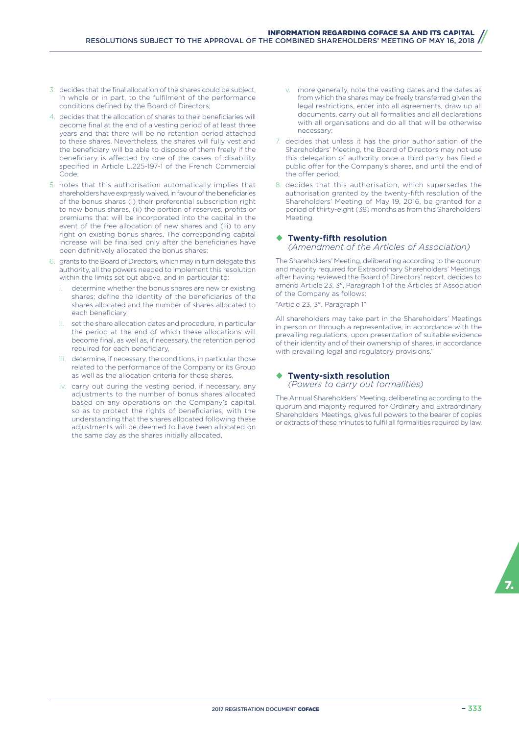3. decides that the final allocation of the shares could be subject, in whole or in part, to the fulfilment of the performance conditions defined by the Board of Directors;
4. decides that the allocation of shares to their beneficiaries will become final at the end of a vesting period of at least three years and that there will be no retention period attached to these shares. Nevertheless, the shares will fully vest and the beneficiary will be able to dispose of them freely if the beneficiary is affected by one of the cases of disability specified in Article L.225-197-1 of the French Commercial Code;
5. notes that this authorisation automatically implies that shareholders have expressly waived, in favour of the beneficiaries of the bonus shares (i) their preferential subscription right to new bonus shares, (ii) the portion of reserves, profits or premiums that will be incorporated into the capital in the event of the free allocation of new shares and (iii) to any right on existing bonus shares. The corresponding capital increase will be finalised only after the beneficiaries have been definitively allocated the bonus shares;
6. grants to the Board of Directors, which may in turn delegate this authority, all the powers needed to implement this resolution within the limits set out above, and in particular to:
   i. determine whether the bonus shares are new or existing shares; define the identity of the beneficiaries of the shares allocated and the number of shares allocated to each beneficiary,
   ii. set the share allocation dates and procedure, in particular the period at the end of which these allocations will become final, as well as, if necessary, the retention period required for each beneficiary,
   iii. determine, if necessary, the conditions, in particular those related to the performance of the Company or its Group as well as the allocation criteria for these shares,
   iv. carry out during the vesting period, if necessary, any adjustments to the number of bonus shares allocated based on any operations on the Company's capital, so as to protect the rights of beneficiaries, with the understanding that the shares allocated following these adjustments will be deemed to have been allocated on the same day as the shares initially allocated,
   v. more generally, note the vesting dates and the dates as from which the shares may be freely transferred given the legal restrictions, enter into all agreements, draw up all documents, carry out all formalities and all declarations with all organisations and do all that will be otherwise necessary;
7. decides that unless it has the prior authorisation of the Shareholders' Meeting, the Board of Directors may not use this delegation of authority once a third party has filed a public offer for the Company's shares, and until the end of the offer period;
8. decides that this authorisation, which supersedes the authorisation granted by the twenty-fifth resolution of the Shareholders' Meeting of May 19, 2016, be granted for a period of thirty-eight (38) months as from this Shareholders' Meeting.

## Twenty-fifth resolution
*(Amendment of the Articles of Association)*

The Shareholders' Meeting, deliberating according to the quorum and majority required for Extraordinary Shareholders' Meetings, after having reviewed the Board of Directors' report, decides to amend Article 23, 3°, Paragraph 1 of the Articles of Association of the Company as follows:

"Article 23, 3°, Paragraph 1"

All shareholders may take part in the Shareholders' Meetings in person or through a representative, in accordance with the prevailing regulations, upon presentation of suitable evidence of their identity and of their ownership of shares, in accordance with prevailing legal and regulatory provisions."

## Twenty-sixth resolution
*(Powers to carry out formalities)*

The Annual Shareholders' Meeting, deliberating according to the quorum and majority required for Ordinary and Extraordinary Shareholders' Meetings, gives full powers to the bearer of copies or extracts of these minutes to fulfil all formalities required by law.